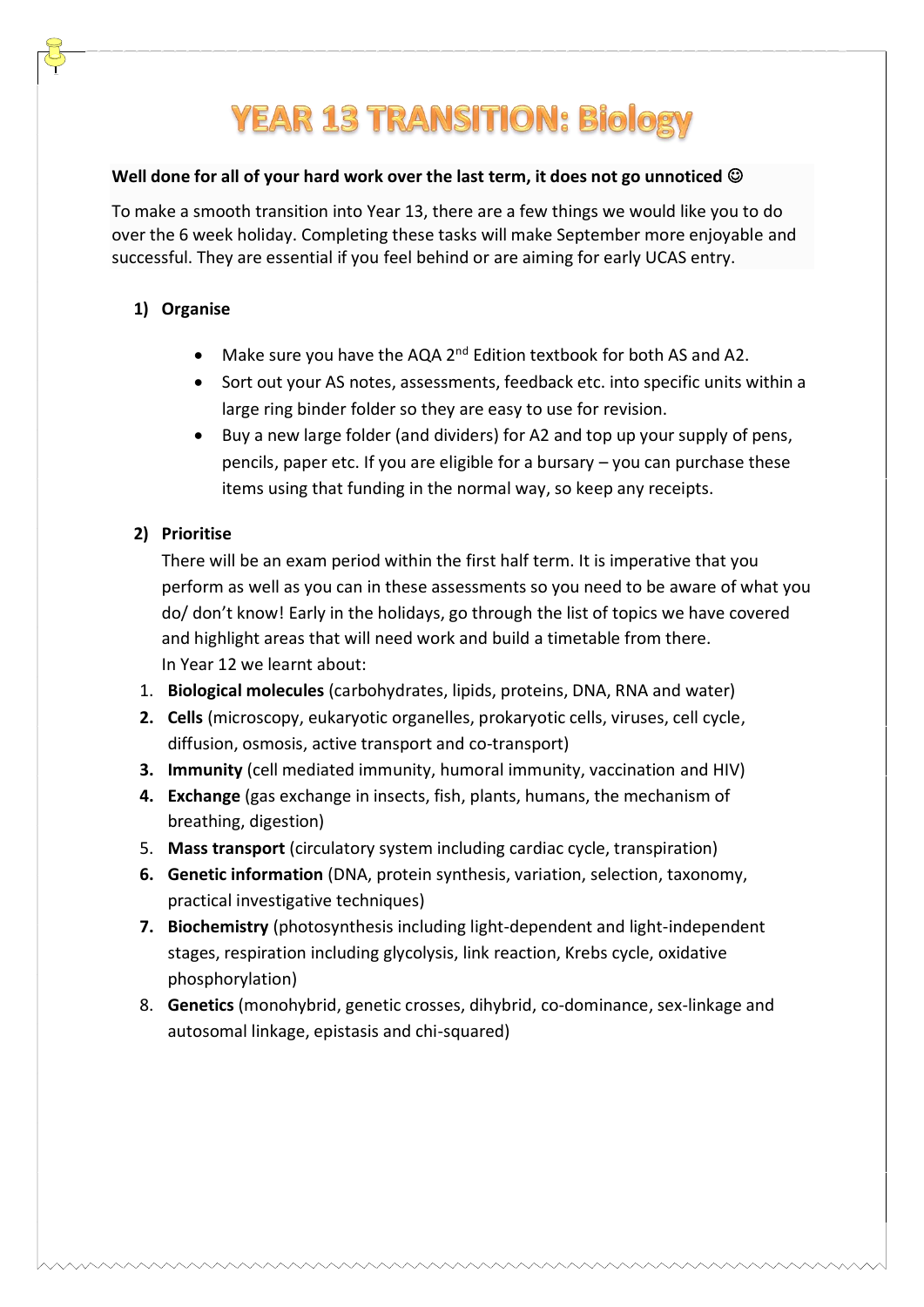# YEAR 13 TRANSITION: Biology

**Well done for all of your hard work over the last term, it does not go unnoticed ☺**

To make a smooth transition into Year 13, there are a few things we would like you to do over the 6 week holiday. Completing these tasks will make September more enjoyable and successful. They are essential if you feel behind or are aiming for early UCAS entry.

**1) Organise**

- Make sure you have the AQA 2nd Edition textbook for both AS and A2.
- Sort out your AS notes, assessments, feedback etc. into specific units within a large ring binder folder so they are easy to use for revision.
- Buy a new large folder (and dividers) for A2 and top up your supply of pens, pencils, paper etc. If you are eligible for a bursary – you can purchase these items using that funding in the normal way, so keep any receipts.

**2) Prioritise**

There will be an exam period within the first half term. It is imperative that you perform as well as you can in these assessments so you need to be aware of what you do/ don't know! Early in the holidays, go through the list of topics we have covered and highlight areas that will need work and build a timetable from there.

In Year 12 we learnt about:

1. **Biological molecules** (carbohydrates, lipids, proteins, DNA, RNA and water)
2. **Cells** (microscopy, eukaryotic organelles, prokaryotic cells, viruses, cell cycle, diffusion, osmosis, active transport and co-transport)
3. **Immunity** (cell mediated immunity, humoral immunity, vaccination and HIV)
4. **Exchange** (gas exchange in insects, fish, plants, humans, the mechanism of breathing, digestion)
5. **Mass transport** (circulatory system including cardiac cycle, transpiration)
6. **Genetic information** (DNA, protein synthesis, variation, selection, taxonomy, practical investigative techniques)
7. **Biochemistry** (photosynthesis including light-dependent and light-independent stages, respiration including glycolysis, link reaction, Krebs cycle, oxidative phosphorylation)
8. **Genetics** (monohybrid, genetic crosses, dihybrid, co-dominance, sex-linkage and autosomal linkage, epistasis and chi-squared)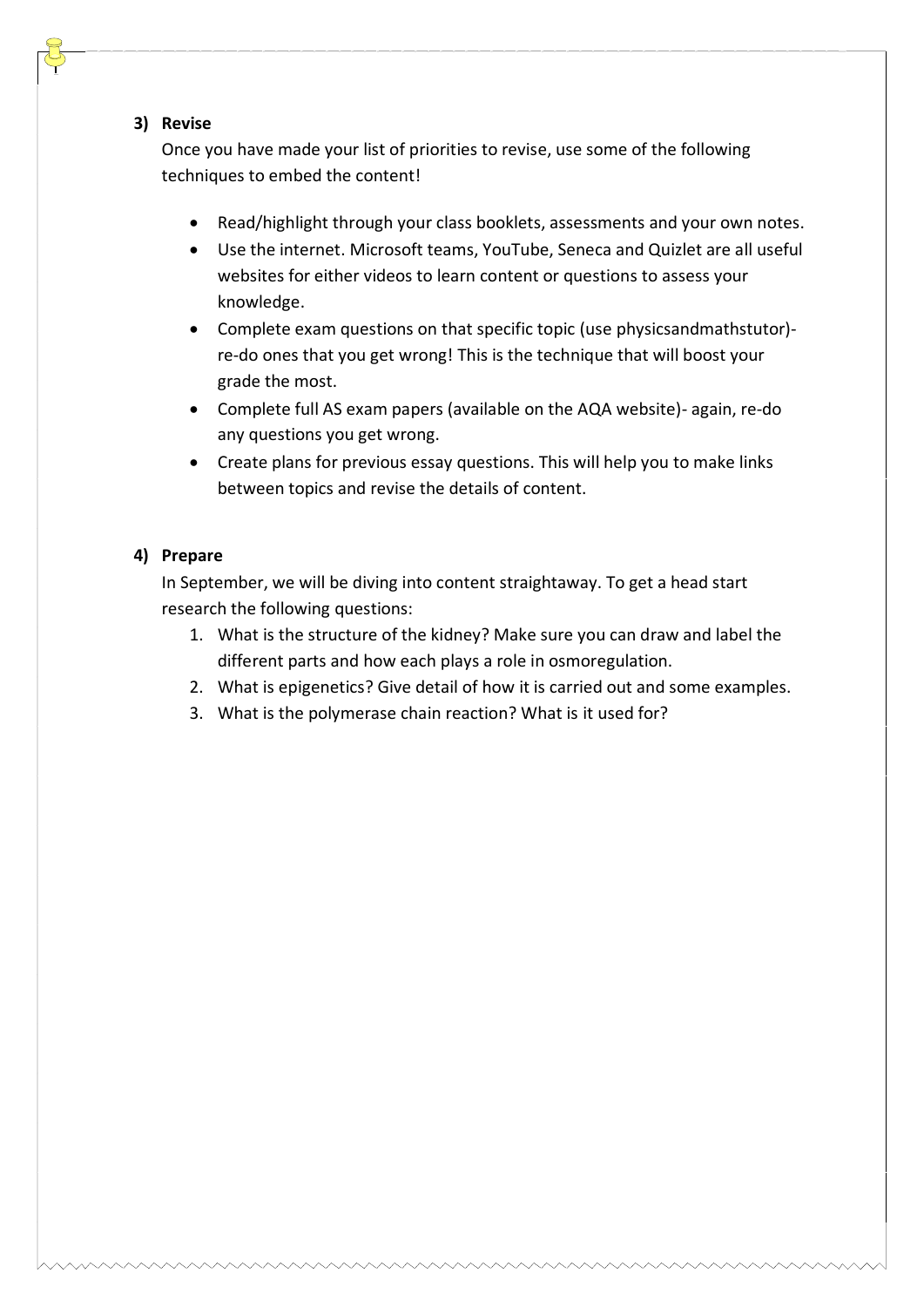**3) Revise**

Once you have made your list of priorities to revise, use some of the following techniques to embed the content!

- Read/highlight through your class booklets, assessments and your own notes.
- Use the internet. Microsoft teams, YouTube, Seneca and Quizlet are all useful websites for either videos to learn content or questions to assess your knowledge.
- Complete exam questions on that specific topic (use physicsandmathstutor)- re-do ones that you get wrong! This is the technique that will boost your grade the most.
- Complete full AS exam papers (available on the AQA website)- again, re-do any questions you get wrong.
- Create plans for previous essay questions. This will help you to make links between topics and revise the details of content.

**4) Prepare**

In September, we will be diving into content straightaway. To get a head start research the following questions:

1. What is the structure of the kidney? Make sure you can draw and label the different parts and how each plays a role in osmoregulation.
2. What is epigenetics? Give detail of how it is carried out and some examples.
3. What is the polymerase chain reaction? What is it used for?